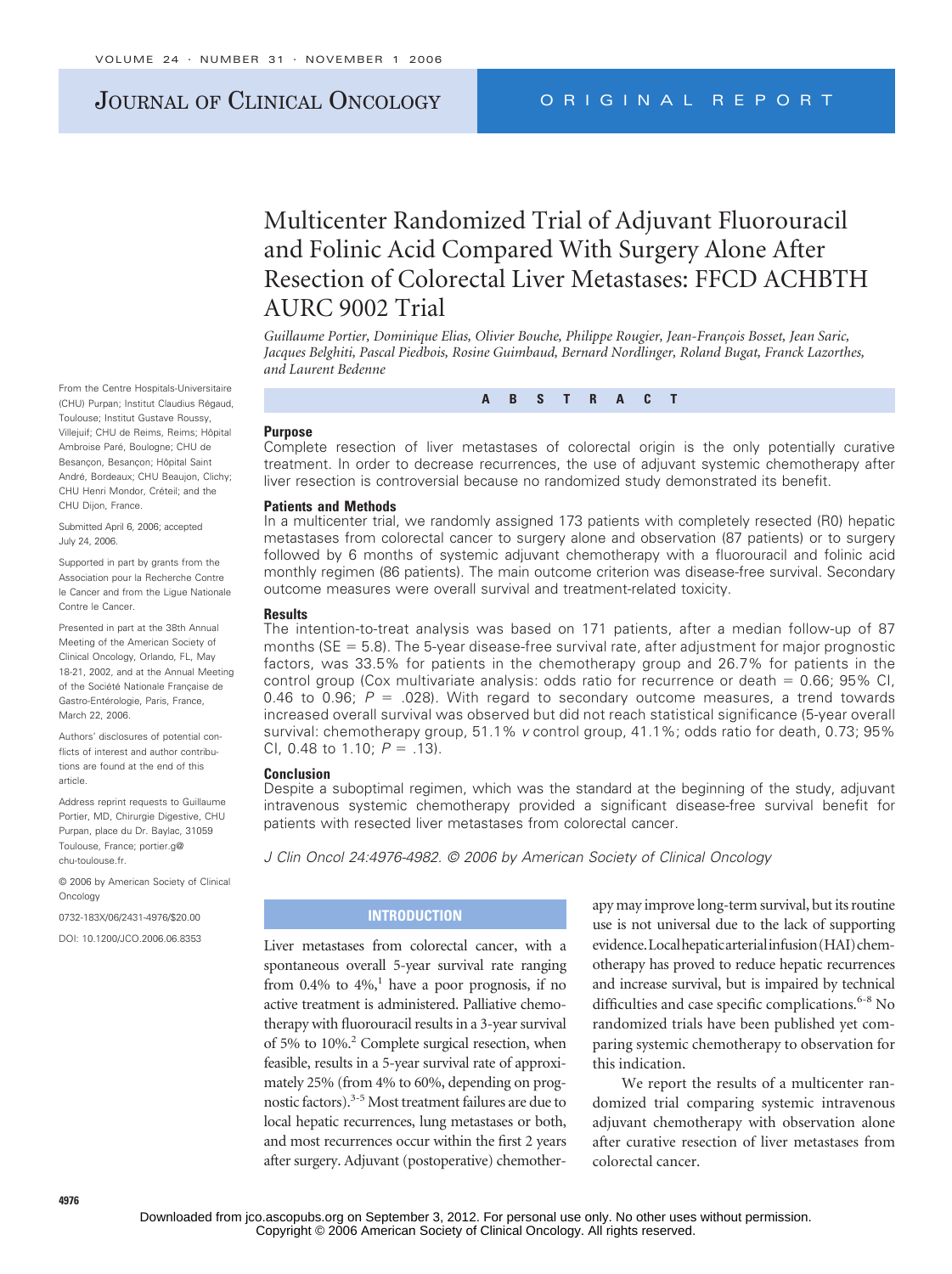# Multicenter Randomized Trial of Adjuvant Fluorouracil and Folinic Acid Compared With Surgery Alone After Resection of Colorectal Liver Metastases: FFCD ACHBTH AURC 9002 Trial

*Guillaume Portier, Dominique Elias, Olivier Bouche, Philippe Rougier, Jean-François Bosset, Jean Saric, Jacques Belghiti, Pascal Piedbois, Rosine Guimbaud, Bernard Nordlinger, Roland Bugat, Franck Lazorthes, and Laurent Bedenne*

From the Centre Hospitals-Universitaire (CHU) Purpan; Institut Claudius Régaud, Toulouse; Institut Gustave Roussy, Villejuif; CHU de Reims, Reims; Hôpital Ambroise Paré, Boulogne; CHU de Besançon, Besançon; Hôpital Saint André, Bordeaux; CHU Beaujon, Clichy; CHU Henri Mondor, Créteil; and the CHU Dijon, France.

Submitted April 6, 2006; accepted July 24, 2006.

Supported in part by grants from the Association pour la Recherche Contre le Cancer and from the Ligue Nationale Contre le Cancer.

Presented in part at the 38th Annual Meeting of the American Society of Clinical Oncology, Orlando, FL, May 18-21, 2002, and at the Annual Meeting of the Société Nationale Française de Gastro-Entérologie, Paris, France, March 22, 2006.

Authors' disclosures of potential conflicts of interest and author contributions are found at the end of this article.

Address reprint requests to Guillaume Portier, MD, Chirurgie Digestive, CHU Purpan, place du Dr. Baylac, 31059 Toulouse, France; portier.g@chu-toulouse.fr.

© 2006 by American Society of Clinical Oncology

0732-183X/06/2431-4976/$20.00

DOI: 10.1200/JCO.2006.06.8353

## ABSTRACT

### Purpose

Complete resection of liver metastases of colorectal origin is the only potentially curative treatment. In order to decrease recurrences, the use of adjuvant systemic chemotherapy after liver resection is controversial because no randomized study demonstrated its benefit.

### Patients and Methods

In a multicenter trial, we randomly assigned 173 patients with completely resected (R0) hepatic metastases from colorectal cancer to surgery alone and observation (87 patients) or to surgery followed by 6 months of systemic adjuvant chemotherapy with a fluorouracil and folinic acid monthly regimen (86 patients). The main outcome criterion was disease-free survival. Secondary outcome measures were overall survival and treatment-related toxicity.

### Results

The intention-to-treat analysis was based on 171 patients, after a median follow-up of 87 months (SE = 5.8). The 5-year disease-free survival rate, after adjustment for major prognostic factors, was 33.5% for patients in the chemotherapy group and 26.7% for patients in the control group (Cox multivariate analysis: odds ratio for recurrence or death = 0.66; 95% CI, 0.46 to 0.96; $P$ = .028). With regard to secondary outcome measures, a trend towards increased overall survival was observed but did not reach statistical significance (5-year overall survival: chemotherapy group, 51.1% *v* control group, 41.1%; odds ratio for death, 0.73; 95% CI, 0.48 to 1.10; $P$ = .13).

### Conclusion

Despite a suboptimal regimen, which was the standard at the beginning of the study, adjuvant intravenous systemic chemotherapy provided a significant disease-free survival benefit for patients with resected liver metastases from colorectal cancer.

*J Clin Oncol 24:4976-4982. © 2006 by American Society of Clinical Oncology*

## INTRODUCTION

Liver metastases from colorectal cancer, with a spontaneous overall 5-year survival rate ranging from 0.4% to 4%,[1] have a poor prognosis, if no active treatment is administered. Palliative chemotherapy with fluorouracil results in a 3-year survival of 5% to 10%.[2] Complete surgical resection, when feasible, results in a 5-year survival rate of approximately 25% (from 4% to 60%, depending on prognostic factors).[3-5] Most treatment failures are due to local hepatic recurrences, lung metastases or both, and most recurrences occur within the first 2 years after surgery. Adjuvant (postoperative) chemotherapy may improve long-term survival, but its routine use is not universal due to the lack of supporting evidence. Local hepatic arterial infusion (HAI) chemotherapy has proved to reduce hepatic recurrences and increase survival, but is impaired by technical difficulties and case specific complications.[6-8] No randomized trials have been published yet comparing systemic chemotherapy to observation for this indication.

We report the results of a multicenter randomized trial comparing systemic intravenous adjuvant chemotherapy with observation alone after curative resection of liver metastases from colorectal cancer.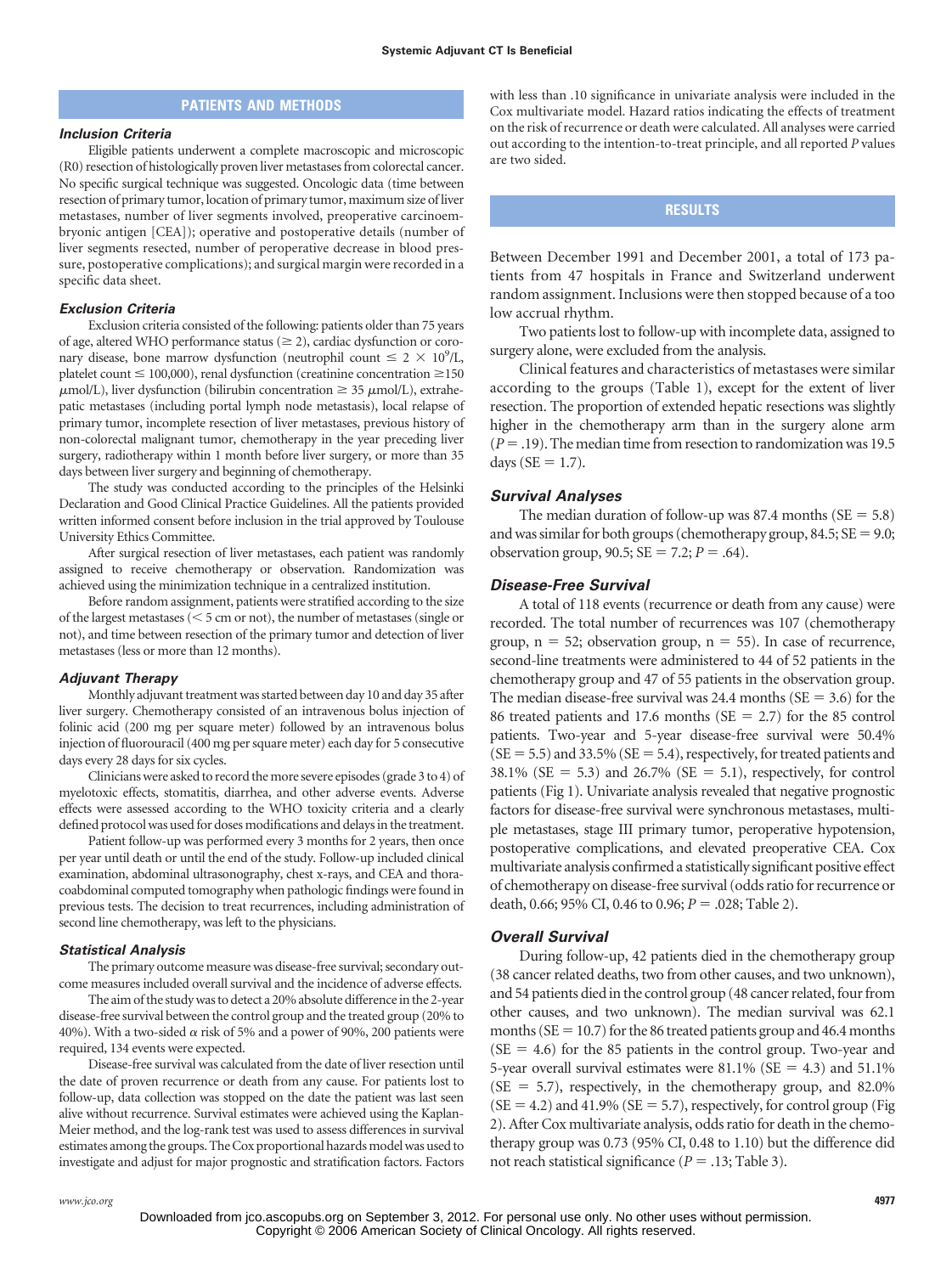## PATIENTS AND METHODS

### *Inclusion Criteria*

Eligible patients underwent a complete macroscopic and microscopic (R0) resection of histologically proven liver metastases from colorectal cancer. No specific surgical technique was suggested. Oncologic data (time between resection of primary tumor, location of primary tumor, maximum size of liver metastases, number of liver segments involved, preoperative carcinoembryonic antigen [CEA]); operative and postoperative details (number of liver segments resected, number of peroperative decrease in blood pressure, postoperative complications); and surgical margin were recorded in a specific data sheet.

### *Exclusion Criteria*

Exclusion criteria consisted of the following: patients older than 75 years of age, altered WHO performance status (≥ 2), cardiac dysfunction or coronary disease, bone marrow dysfunction (neutrophil count ≤ $2 \times 10^9$/L, platelet count ≤ 100,000), renal dysfunction (creatinine concentration ≥150 μmol/L), liver dysfunction (bilirubin concentration ≥ 35 μmol/L), extrahepatic metastases (including portal lymph node metastasis), local relapse of primary tumor, incomplete resection of liver metastases, previous history of non-colorectal malignant tumor, chemotherapy in the year preceding liver surgery, radiotherapy within 1 month before liver surgery, or more than 35 days between liver surgery and beginning of chemotherapy.

The study was conducted according to the principles of the Helsinki Declaration and Good Clinical Practice Guidelines. All the patients provided written informed consent before inclusion in the trial approved by Toulouse University Ethics Committee.

After surgical resection of liver metastases, each patient was randomly assigned to receive chemotherapy or observation. Randomization was achieved using the minimization technique in a centralized institution.

Before random assignment, patients were stratified according to the size of the largest metastases (< 5 cm or not), the number of metastases (single or not), and time between resection of the primary tumor and detection of liver metastases (less or more than 12 months).

### *Adjuvant Therapy*

Monthly adjuvant treatment was started between day 10 and day 35 after liver surgery. Chemotherapy consisted of an intravenous bolus injection of folinic acid (200 mg per square meter) followed by an intravenous bolus injection of fluorouracil (400 mg per square meter) each day for 5 consecutive days every 28 days for six cycles.

Clinicians were asked to record the more severe episodes (grade 3 to 4) of myelotoxic effects, stomatitis, diarrhea, and other adverse events. Adverse effects were assessed according to the WHO toxicity criteria and a clearly defined protocol was used for doses modifications and delays in the treatment.

Patient follow-up was performed every 3 months for 2 years, then once per year until death or until the end of the study. Follow-up included clinical examination, abdominal ultrasonography, chest x-rays, and CEA and thoracoabdominal computed tomography when pathologic findings were found in previous tests. The decision to treat recurrences, including administration of second line chemotherapy, was left to the physicians.

### *Statistical Analysis*

The primary outcome measure was disease-free survival; secondary outcome measures included overall survival and the incidence of adverse effects.

The aim of the study was to detect a 20% absolute difference in the 2-year disease-free survival between the control group and the treated group (20% to 40%). With a two-sided α risk of 5% and a power of 90%, 200 patients were required, 134 events were expected.

Disease-free survival was calculated from the date of liver resection until the date of proven recurrence or death from any cause. For patients lost to follow-up, data collection was stopped on the date the patient was last seen alive without recurrence. Survival estimates were achieved using the Kaplan-Meier method, and the log-rank test was used to assess differences in survival estimates among the groups. The Cox proportional hazards model was used to investigate and adjust for major prognostic and stratification factors. Factors with less than .10 significance in univariate analysis were included in the Cox multivariate model. Hazard ratios indicating the effects of treatment on the risk of recurrence or death were calculated. All analyses were carried out according to the intention-to-treat principle, and all reported *P* values are two sided.

## RESULTS

Between December 1991 and December 2001, a total of 173 patients from 47 hospitals in France and Switzerland underwent random assignment. Inclusions were then stopped because of a too low accrual rhythm.

Two patients lost to follow-up with incomplete data, assigned to surgery alone, were excluded from the analysis.

Clinical features and characteristics of metastases were similar according to the groups (Table 1), except for the extent of liver resection. The proportion of extended hepatic resections was slightly higher in the chemotherapy arm than in the surgery alone arm ($P = .19$). The median time from resection to randomization was 19.5 days (SE = 1.7).

### *Survival Analyses*

The median duration of follow-up was 87.4 months (SE = 5.8) and was similar for both groups (chemotherapy group, 84.5; SE = 9.0; observation group, 90.5; SE = 7.2; $P = .64$).

### *Disease-Free Survival*

A total of 118 events (recurrence or death from any cause) were recorded. The total number of recurrences was 107 (chemotherapy group, n = 52; observation group, n = 55). In case of recurrence, second-line treatments were administered to 44 of 52 patients in the chemotherapy group and 47 of 55 patients in the observation group. The median disease-free survival was 24.4 months (SE = 3.6) for the 86 treated patients and 17.6 months (SE = 2.7) for the 85 control patients. Two-year and 5-year disease-free survival were 50.4% (SE = 5.5) and 33.5% (SE = 5.4), respectively, for treated patients and 38.1% (SE = 5.3) and 26.7% (SE = 5.1), respectively, for control patients (Fig 1). Univariate analysis revealed that negative prognostic factors for disease-free survival were synchronous metastases, multiple metastases, stage III primary tumor, peroperative hypotension, postoperative complications, and elevated preoperative CEA. Cox multivariate analysis confirmed a statistically significant positive effect of chemotherapy on disease-free survival (odds ratio for recurrence or death, 0.66; 95% CI, 0.46 to 0.96; $P = .028$; Table 2).

### *Overall Survival*

During follow-up, 42 patients died in the chemotherapy group (38 cancer related deaths, two from other causes, and two unknown), and 54 patients died in the control group (48 cancer related, four from other causes, and two unknown). The median survival was 62.1 months (SE = 10.7) for the 86 treated patients group and 46.4 months (SE = 4.6) for the 85 patients in the control group. Two-year and 5-year overall survival estimates were 81.1% (SE = 4.3) and 51.1% (SE = 5.7), respectively, in the chemotherapy group, and 82.0% (SE = 4.2) and 41.9% (SE = 5.7), respectively, for control group (Fig 2). After Cox multivariate analysis, odds ratio for death in the chemotherapy group was 0.73 (95% CI, 0.48 to 1.10) but the difference did not reach statistical significance ($P = .13$; Table 3).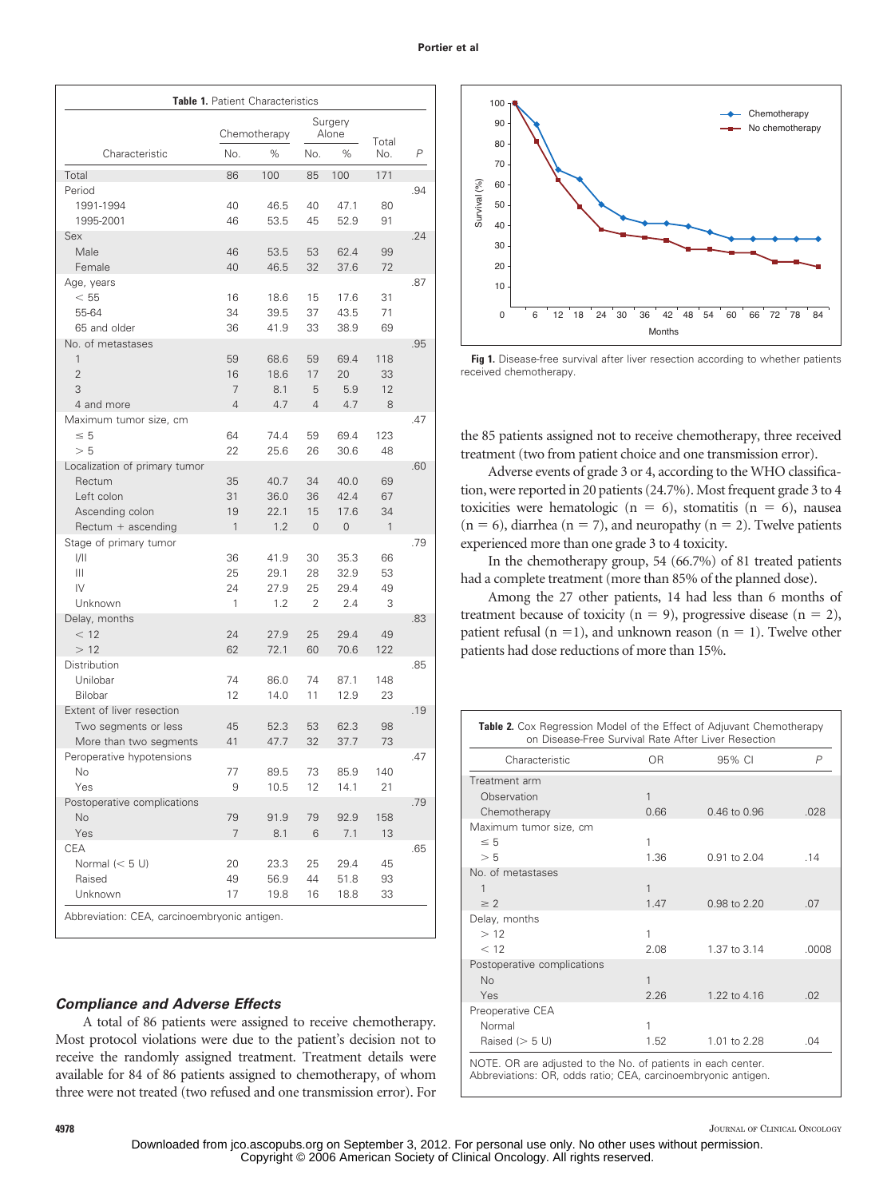**Table 1.** Patient Characteristics

| Characteristic | Chemotherapy No. | Chemotherapy % | Surgery Alone No. | Surgery Alone % | Total No. | P |
|---|---|---|---|---|---|---|
| Total | 86 | 100 | 85 | 100 | 171 | |
| Period | | | | | | .94 |
| 1991-1994 | 40 | 46.5 | 40 | 47.1 | 80 | |
| 1995-2001 | 46 | 53.5 | 45 | 52.9 | 91 | |
| Sex | | | | | | .24 |
| Male | 46 | 53.5 | 53 | 62.4 | 99 | |
| Female | 40 | 46.5 | 32 | 37.6 | 72 | |
| Age, years | | | | | | .87 |
| < 55 | 16 | 18.6 | 15 | 17.6 | 31 | |
| 55-64 | 34 | 39.5 | 37 | 43.5 | 71 | |
| 65 and older | 36 | 41.9 | 33 | 38.9 | 69 | |
| No. of metastases | | | | | | .95 |
| 1 | 59 | 68.6 | 59 | 69.4 | 118 | |
| 2 | 16 | 18.6 | 17 | 20 | 33 | |
| 3 | 7 | 8.1 | 5 | 5.9 | 12 | |
| 4 and more | 4 | 4.7 | 4 | 4.7 | 8 | |
| Maximum tumor size, cm | | | | | | .47 |
| ≤ 5 | 64 | 74.4 | 59 | 69.4 | 123 | |
| > 5 | 22 | 25.6 | 26 | 30.6 | 48 | |
| Localization of primary tumor | | | | | | .60 |
| Rectum | 35 | 40.7 | 34 | 40.0 | 69 | |
| Left colon | 31 | 36.0 | 36 | 42.4 | 67 | |
| Ascending colon | 19 | 22.1 | 15 | 17.6 | 34 | |
| Rectum + ascending | 1 | 1.2 | 0 | 0 | 1 | |
| Stage of primary tumor | | | | | | .79 |
| I/II | 36 | 41.9 | 30 | 35.3 | 66 | |
| III | 25 | 29.1 | 28 | 32.9 | 53 | |
| IV | 24 | 27.9 | 25 | 29.4 | 49 | |
| Unknown | 1 | 1.2 | 2 | 2.4 | 3 | |
| Delay, months | | | | | | .83 |
| < 12 | 24 | 27.9 | 25 | 29.4 | 49 | |
| > 12 | 62 | 72.1 | 60 | 70.6 | 122 | |
| Distribution | | | | | | .85 |
| Unilobar | 74 | 86.0 | 74 | 87.1 | 148 | |
| Bilobar | 12 | 14.0 | 11 | 12.9 | 23 | |
| Extent of liver resection | | | | | | .19 |
| Two segments or less | 45 | 52.3 | 53 | 62.3 | 98 | |
| More than two segments | 41 | 47.7 | 32 | 37.7 | 73 | |
| Peroperative hypotensions | | | | | | .47 |
| No | 77 | 89.5 | 73 | 85.9 | 140 | |
| Yes | 9 | 10.5 | 12 | 14.1 | 21 | |
| Postoperative complications | | | | | | .79 |
| No | 79 | 91.9 | 79 | 92.9 | 158 | |
| Yes | 7 | 8.1 | 6 | 7.1 | 13 | |
| CEA | | | | | | .65 |
| Normal (< 5 U) | 20 | 23.3 | 25 | 29.4 | 45 | |
| Raised | 49 | 56.9 | 44 | 51.8 | 93 | |
| Unknown | 17 | 19.8 | 16 | 18.8 | 33 | |

Abbreviation: CEA, carcinoembryonic antigen.

### Compliance and Adverse Effects

A total of 86 patients were assigned to receive chemotherapy. Most protocol violations were due to the patient's decision not to receive the randomly assigned treatment. Treatment details were available for 84 of 86 patients assigned to chemotherapy, of whom three were not treated (two refused and one transmission error). For the 85 patients assigned not to receive chemotherapy, three received treatment (two from patient choice and one transmission error).

Adverse events of grade 3 or 4, according to the WHO classification, were reported in 20 patients (24.7%). Most frequent grade 3 to 4 toxicities were hematologic (n = 6), stomatitis (n = 6), nausea (n = 6), diarrhea (n = 7), and neuropathy (n = 2). Twelve patients experienced more than one grade 3 to 4 toxicity.

In the chemotherapy group, 54 (66.7%) of 81 treated patients had a complete treatment (more than 85% of the planned dose).

Among the 27 other patients, 14 had less than 6 months of treatment because of toxicity (n = 9), progressive disease (n = 2), patient refusal (n = 1), and unknown reason (n = 1). Twelve other patients had dose reductions of more than 15%.

Fig 1. Disease-free survival after liver resection according to whether patients received chemotherapy.

**Table 2.** Cox Regression Model of the Effect of Adjuvant Chemotherapy on Disease-Free Survival Rate After Liver Resection

| Characteristic | OR | 95% CI | P |
|---|---|---|---|
| Treatment arm | | | |
| Observation | 1 | | |
| Chemotherapy | 0.66 | 0.46 to 0.96 | .028 |
| Maximum tumor size, cm | | | |
| ≤ 5 | 1 | | |
| > 5 | 1.36 | 0.91 to 2.04 | .14 |
| No. of metastases | | | |
| 1 | 1 | | |
| ≥ 2 | 1.47 | 0.98 to 2.20 | .07 |
| Delay, months | | | |
| > 12 | 1 | | |
| < 12 | 2.08 | 1.37 to 3.14 | .0008 |
| Postoperative complications | | | |
| No | 1 | | |
| Yes | 2.26 | 1.22 to 4.16 | .02 |
| Preoperative CEA | | | |
| Normal | 1 | | |
| Raised (> 5 U) | 1.52 | 1.01 to 2.28 | .04 |

NOTE. OR are adjusted to the No. of patients in each center.
Abbreviations: OR, odds ratio; CEA, carcinoembryonic antigen.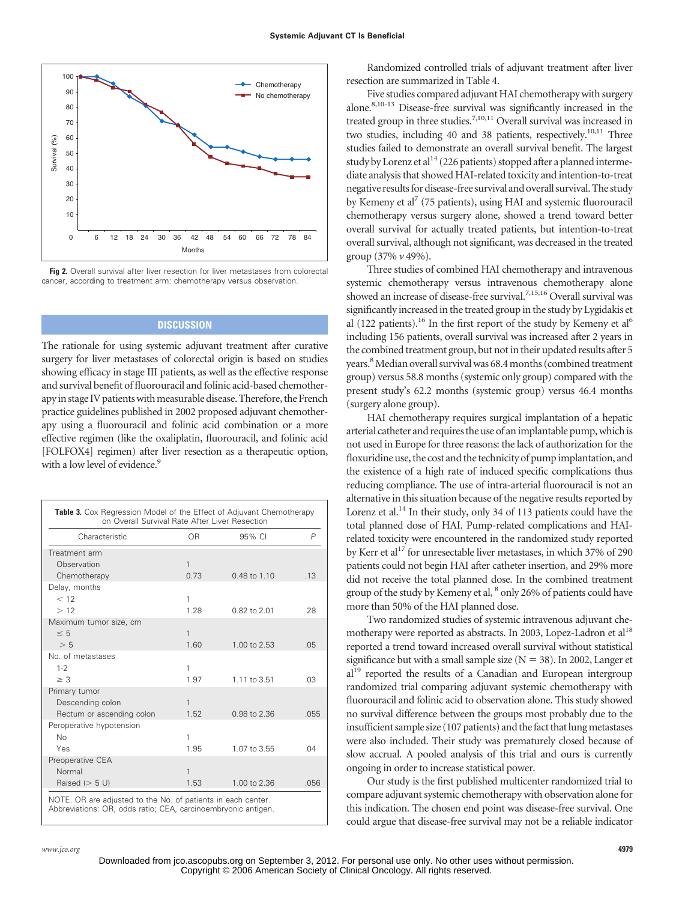Fig 2. Overall survival after liver resection for liver metastases from colorectal cancer, according to treatment arm: chemotherapy versus observation.

## DISCUSSION

The rationale for using systemic adjuvant treatment after curative surgery for liver metastases of colorectal origin is based on studies showing efficacy in stage III patients, as well as the effective response and survival benefit of fluorouracil and folinic acid-based chemotherapy in stage IV patients with measurable disease. Therefore, the French practice guidelines published in 2002 proposed adjuvant chemotherapy using a fluorouracil and folinic acid combination or a more effective regimen (like the oxaliplatin, fluorouracil, and folinic acid [FOLFOX4] regimen) after liver resection as a therapeutic option, with a low level of evidence.[9]

**Table 3.** Cox Regression Model of the Effect of Adjuvant Chemotherapy on Overall Survival Rate After Liver Resection

| Characteristic | OR | 95% CI | *P* |
|---|---|---|---|
| Treatment arm | | | |
| Observation | 1 | | |
| Chemotherapy | 0.73 | 0.48 to 1.10 | .13 |
| Delay, months | | | |
| < 12 | 1 | | |
| > 12 | 1.28 | 0.82 to 2.01 | .28 |
| Maximum tumor size, cm | | | |
| ≤ 5 | 1 | | |
| > 5 | 1.60 | 1.00 to 2.53 | .05 |
| No. of metastases | | | |
| 1-2 | 1 | | |
| ≥ 3 | 1.97 | 1.11 to 3.51 | .03 |
| Primary tumor | | | |
| Descending colon | 1 | | |
| Rectum or ascending colon | 1.52 | 0.98 to 2.36 | .055 |
| Peroperative hypotension | | | |
| No | 1 | | |
| Yes | 1.95 | 1.07 to 3.55 | .04 |
| Preoperative CEA | | | |
| Normal | 1 | | |
| Raised (> 5 U) | 1.53 | 1.00 to 2.36 | .056 |

NOTE. OR are adjusted to the No. of patients in each center.
Abbreviations: OR, odds ratio; CEA, carcinoembryonic antigen.

Randomized controlled trials of adjuvant treatment after liver resection are summarized in Table 4.

Five studies compared adjuvant HAI chemotherapy with surgery alone.[8,10-13] Disease-free survival was significantly increased in the treated group in three studies.[7,10,11] Overall survival was increased in two studies, including 40 and 38 patients, respectively.[10,11] Three studies failed to demonstrate an overall survival benefit. The largest study by Lorenz et al[14] (226 patients) stopped after a planned intermediate analysis that showed HAI-related toxicity and intention-to-treat negative results for disease-free survival and overall survival. The study by Kemeny et al[7] (75 patients), using HAI and systemic fluorouracil chemotherapy versus surgery alone, showed a trend toward better overall survival for actually treated patients, but intention-to-treat overall survival, although not significant, was decreased in the treated group (37% *v* 49%).

Three studies of combined HAI chemotherapy and intravenous systemic chemotherapy versus intravenous chemotherapy alone showed an increase of disease-free survival.[7,15,16] Overall survival was significantly increased in the treated group in the study by Lygidakis et al (122 patients).[16] In the first report of the study by Kemeny et al[6] including 156 patients, overall survival was increased after 2 years in the combined treatment group, but not in their updated results after 5 years.[8] Median overall survival was 68.4 months (combined treatment group) versus 58.8 months (systemic only group) compared with the present study's 62.2 months (systemic group) versus 46.4 months (surgery alone group).

HAI chemotherapy requires surgical implantation of a hepatic arterial catheter and requires the use of an implantable pump, which is not used in Europe for three reasons: the lack of authorization for the floxuridine use, the cost and the technicity of pump implantation, and the existence of a high rate of induced specific complications thus reducing compliance. The use of intra-arterial fluorouracil is not an alternative in this situation because of the negative results reported by Lorenz et al.[14] In their study, only 34 of 113 patients could have the total planned dose of HAI. Pump-related complications and HAI-related toxicity were encountered in the randomized study reported by Kerr et al[17] for unresectable liver metastases, in which 37% of 290 patients could not begin HAI after catheter insertion, and 29% more did not receive the total planned dose. In the combined treatment group of the study by Kemeny et al,[8] only 26% of patients could have more than 50% of the HAI planned dose.

Two randomized studies of systemic intravenous adjuvant chemotherapy were reported as abstracts. In 2003, Lopez-Ladron et al[18] reported a trend toward increased overall survival without statistical significance but with a small sample size (N = 38). In 2002, Langer et al[19] reported the results of a Canadian and European intergroup randomized trial comparing adjuvant systemic chemotherapy with fluorouracil and folinic acid to observation alone. This study showed no survival difference between the groups most probably due to the insufficient sample size (107 patients) and the fact that lung metastases were also included. Their study was prematurely closed because of slow accrual. A pooled analysis of this trial and ours is currently ongoing in order to increase statistical power.

Our study is the first published multicenter randomized trial to compare adjuvant systemic chemotherapy with observation alone for this indication. The chosen end point was disease-free survival. One could argue that disease-free survival may not be a reliable indicator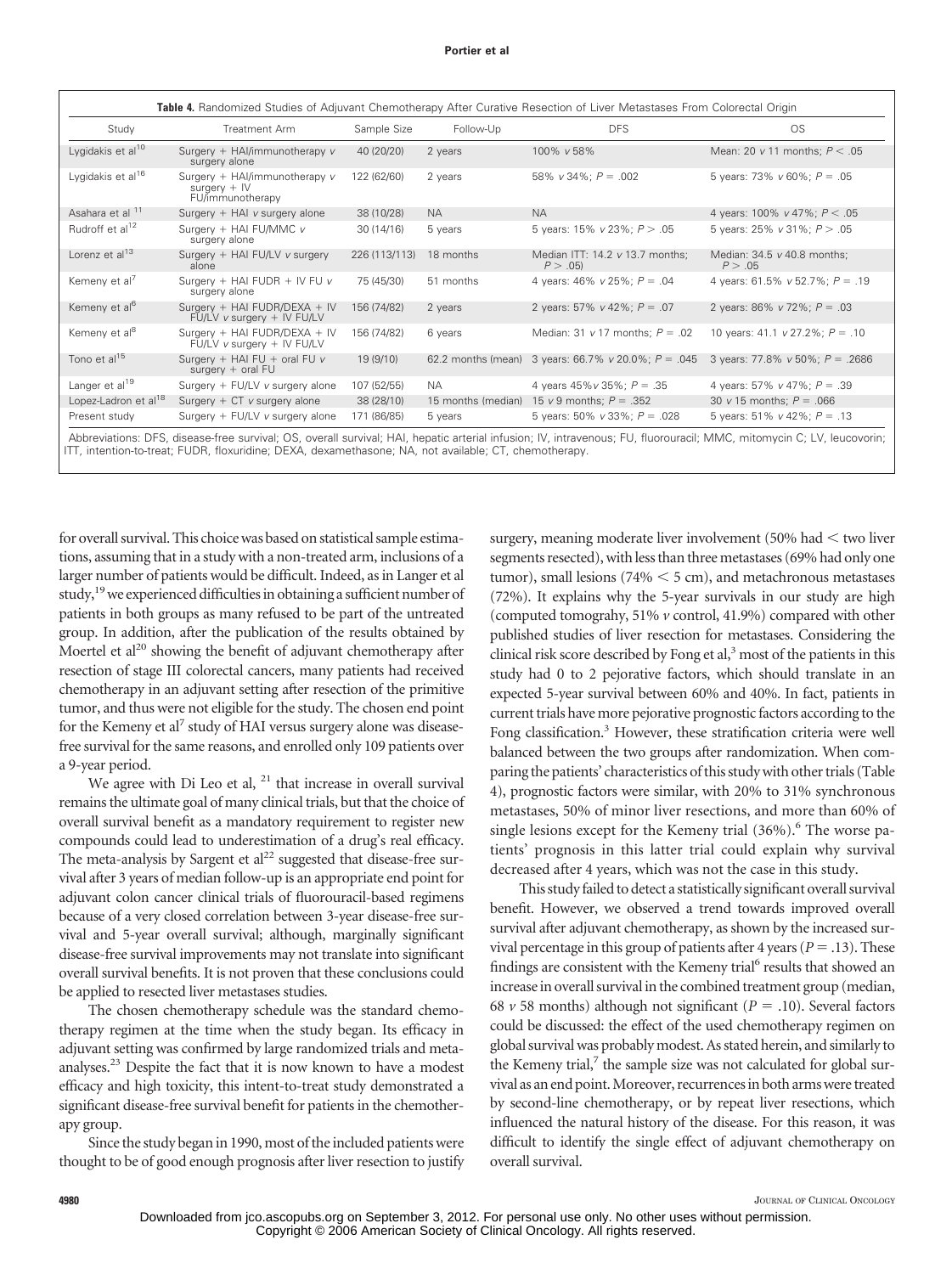**Table 4.** Randomized Studies of Adjuvant Chemotherapy After Curative Resection of Liver Metastases From Colorectal Origin

| Study | Treatment Arm | Sample Size | Follow-Up | DFS | OS |
|---|---|---|---|---|---|
| Lygidakis et al[10] | Surgery + HAI/immunotherapy *v* surgery alone | 40 (20/20) | 2 years | 100% *v* 58% | Mean: 20 *v* 11 months; $P < .05$ |
| Lygidakis et al[16] | Surgery + HAI/immunotherapy *v* surgery + IV FU/immunotherapy | 122 (62/60) | 2 years | 58% *v* 34%; $P = .002$ | 5 years: 73% *v* 60%; $P = .05$ |
| Asahara et al [11] | Surgery + HAI *v* surgery alone | 38 (10/28) | NA | NA | 4 years: 100% *v* 47%; $P < .05$ |
| Rudroff et al[12] | Surgery + HAI FU/MMC *v* surgery alone | 30 (14/16) | 5 years | 5 years: 15% *v* 23%; $P > .05$ | 5 years: 25% *v* 31%; $P > .05$ |
| Lorenz et al[13] | Surgery + HAI FU/LV *v* surgery alone | 226 (113/113) | 18 months | Median ITT: 14.2 *v* 13.7 months; $P > .05$) | Median: 34.5 *v* 40.8 months; $P > .05$ |
| Kemeny et al[7] | Surgery + HAI FUDR + IV FU *v* surgery alone | 75 (45/30) | 51 months | 4 years: 46% *v* 25%; $P = .04$ | 4 years: 61.5% *v* 52.7%; $P = .19$ |
| Kemeny et al[6] | Surgery + HAI FUDR/DEXA + IV FU/LV *v* surgery + IV FU/LV | 156 (74/82) | 2 years | 2 years: 57% *v* 42%; $P = .07$ | 2 years: 86% *v* 72%; $P = .03$ |
| Kemeny et al[8] | Surgery + HAI FUDR/DEXA + IV FU/LV *v* surgery + IV FU/LV | 156 (74/82) | 6 years | Median: 31 *v* 17 months; $P = .02$ | 10 years: 41.1 *v* 27.2%; $P = .10$ |
| Tono et al[15] | Surgery + HAI FU + oral FU *v* surgery + oral FU | 19 (9/10) | 62.2 months (mean) | 3 years: 66.7% *v* 20.0%; $P = .045$ | 3 years: 77.8% *v* 50%; $P = .2686$ |
| Langer et al[19] | Surgery + FU/LV *v* surgery alone | 107 (52/55) | NA | 4 years 45%*v* 35%; $P = .35$ | 4 years: 57% *v* 47%; $P = .39$ |
| Lopez-Ladron et al[18] | Surgery + CT *v* surgery alone | 38 (28/10) | 15 months (median) | 15 *v* 9 months; $P = .352$ | 30 *v* 15 months; $P = .066$ |
| Present study | Surgery + FU/LV *v* surgery alone | 171 (86/85) | 5 years | 5 years: 50% *v* 33%; $P = .028$ | 5 years: 51% *v* 42%; $P = .13$ |

Abbreviations: DFS, disease-free survival; OS, overall survival; HAI, hepatic arterial infusion; IV, intravenous; FU, fluorouracil; MMC, mitomycin C; LV, leucovorin; ITT, intention-to-treat; FUDR, floxuridine; DEXA, dexamethasone; NA, not available; CT, chemotherapy.

for overall survival. This choice was based on statistical sample estimations, assuming that in a study with a non-treated arm, inclusions of a larger number of patients would be difficult. Indeed, as in Langer et al study,[19] we experienced difficulties in obtaining a sufficient number of patients in both groups as many refused to be part of the untreated group. In addition, after the publication of the results obtained by Moertel et al[20] showing the benefit of adjuvant chemotherapy after resection of stage III colorectal cancers, many patients had received chemotherapy in an adjuvant setting after resection of the primitive tumor, and thus were not eligible for the study. The chosen end point for the Kemeny et al[7] study of HAI versus surgery alone was disease-free survival for the same reasons, and enrolled only 109 patients over a 9-year period.

We agree with Di Leo et al, [21] that increase in overall survival remains the ultimate goal of many clinical trials, but that the choice of overall survival benefit as a mandatory requirement to register new compounds could lead to underestimation of a drug's real efficacy. The meta-analysis by Sargent et al[22] suggested that disease-free survival after 3 years of median follow-up is an appropriate end point for adjuvant colon cancer clinical trials of fluorouracil-based regimens because of a very closed correlation between 3-year disease-free survival and 5-year overall survival; although, marginally significant disease-free survival improvements may not translate into significant overall survival benefits. It is not proven that these conclusions could be applied to resected liver metastases studies.

The chosen chemotherapy schedule was the standard chemotherapy regimen at the time when the study began. Its efficacy in adjuvant setting was confirmed by large randomized trials and meta-analyses.[23] Despite the fact that it is now known to have a modest efficacy and high toxicity, this intent-to-treat study demonstrated a significant disease-free survival benefit for patients in the chemotherapy group.

Since the study began in 1990, most of the included patients were thought to be of good enough prognosis after liver resection to justify surgery, meaning moderate liver involvement (50% had < two liver segments resected), with less than three metastases (69% had only one tumor), small lesions (74% < 5 cm), and metachronous metastases (72%). It explains why the 5-year survivals in our study are high (computed tomograhy, 51% *v* control, 41.9%) compared with other published studies of liver resection for metastases. Considering the clinical risk score described by Fong et al,[3] most of the patients in this study had 0 to 2 pejorative factors, which should translate in an expected 5-year survival between 60% and 40%. In fact, patients in current trials have more pejorative prognostic factors according to the Fong classification.[3] However, these stratification criteria were well balanced between the two groups after randomization. When comparing the patients' characteristics of this study with other trials (Table 4), prognostic factors were similar, with 20% to 31% synchronous metastases, 50% of minor liver resections, and more than 60% of single lesions except for the Kemeny trial (36%).[6] The worse patients' prognosis in this latter trial could explain why survival decreased after 4 years, which was not the case in this study.

This study failed to detect a statistically significant overall survival benefit. However, we observed a trend towards improved overall survival after adjuvant chemotherapy, as shown by the increased survival percentage in this group of patients after 4 years ($P = .13$). These findings are consistent with the Kemeny trial[6] results that showed an increase in overall survival in the combined treatment group (median, 68 *v* 58 months) although not significant ($P = .10$). Several factors could be discussed: the effect of the used chemotherapy regimen on global survival was probably modest. As stated herein, and similarly to the Kemeny trial,[7] the sample size was not calculated for global survival as an end point. Moreover, recurrences in both arms were treated by second-line chemotherapy, or by repeat liver resections, which influenced the natural history of the disease. For this reason, it was difficult to identify the single effect of adjuvant chemotherapy on overall survival.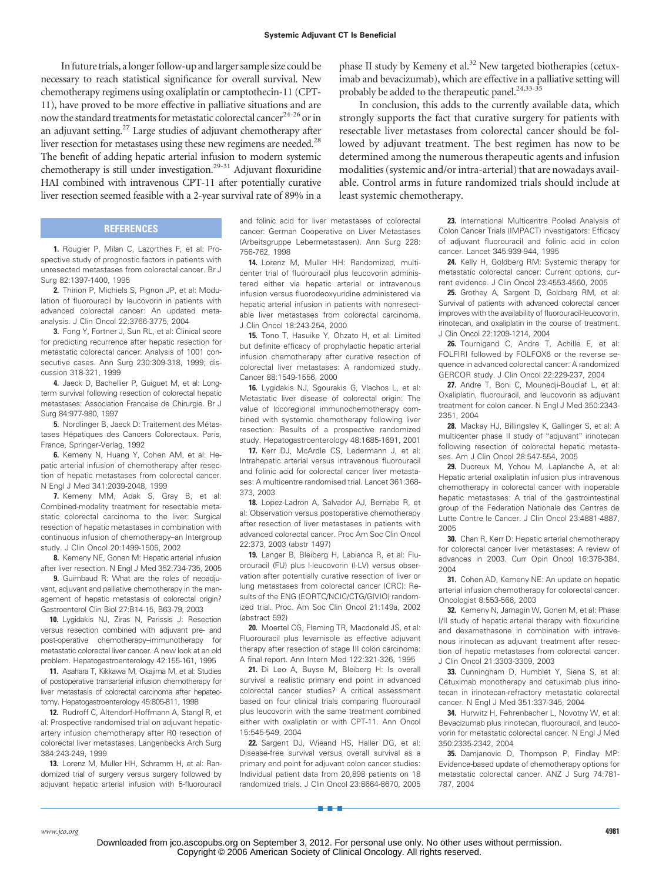In future trials, a longer follow-up and larger sample size could be necessary to reach statistical significance for overall survival. New chemotherapy regimens using oxaliplatin or camptothecin-11 (CPT-11), have proved to be more effective in palliative situations and are now the standard treatments for metastatic colorectal cancer[24-26] or in an adjuvant setting.[27] Large studies of adjuvant chemotherapy after liver resection for metastases using these new regimens are needed.[28] The benefit of adding hepatic arterial infusion to modern systemic chemotherapy is still under investigation.[29-31] Adjuvant floxuridine HAI combined with intravenous CPT-11 after potentially curative liver resection seemed feasible with a 2-year survival rate of 89% in a phase II study by Kemeny et al.[32] New targeted biotherapies (cetuximab and bevacizumab), which are effective in a palliative setting will probably be added to the therapeutic panel.[24,33-35]

In conclusion, this adds to the currently available data, which strongly supports the fact that curative surgery for patients with resectable liver metastases from colorectal cancer should be followed by adjuvant treatment. The best regimen has now to be determined among the numerous therapeutic agents and infusion modalities (systemic and/or intra-arterial) that are nowadays available. Control arms in future randomized trials should include at least systemic chemotherapy.

## REFERENCES

**1.** Rougier P, Milan C, Lazorthes F, et al: Prospective study of prognostic factors in patients with unresected metastases from colorectal cancer. Br J Surg 82:1397-1400, 1995

**2.** Thirion P, Michiels S, Pignon JP, et al: Modulation of fluorouracil by leucovorin in patients with advanced colorectal cancer: An updated meta-analysis. J Clin Oncol 22:3766-3775, 2004

**3.** Fong Y, Fortner J, Sun RL, et al: Clinical score for predicting recurrence after hepatic resection for metastatic colorectal cancer: Analysis of 1001 consecutive cases. Ann Surg 230:309-318, 1999; discussion 318-321, 1999

**4.** Jaeck D, Bachellier P, Guiguet M, et al: Long-term survival following resection of colorectal hepatic metastases: Association Francaise de Chirurgie. Br J Surg 84:977-980, 1997

**5.** Nordlinger B, Jaeck D: Traitement des Métastases Hépatiques des Cancers Colorectaux. Paris, France, Springer-Verlag, 1992

**6.** Kemeny N, Huang Y, Cohen AM, et al: Hepatic arterial infusion of chemotherapy after resection of hepatic metastases from colorectal cancer. N Engl J Med 341:2039-2048, 1999

**7.** Kemeny MM, Adak S, Gray B, et al: Combined-modality treatment for resectable metastatic colorectal carcinoma to the liver: Surgical resection of hepatic metastases in combination with continuous infusion of chemotherapy–an Intergroup study. J Clin Oncol 20:1499-1505, 2002

**8.** Kemeny NE, Gonen M: Hepatic arterial infusion after liver resection. N Engl J Med 352:734-735, 2005

**9.** Guimbaud R: What are the roles of neoadjuvant, adjuvant and palliative chemotherapy in the management of hepatic metastasis of colorectal origin? Gastroenterol Clin Biol 27:B14-15, B63-79, 2003

**10.** Lygidakis NJ, Ziras N, Parissis J: Resection versus resection combined with adjuvant pre- and post-operative chemotherapy–immunotherapy for metastatic colorectal liver cancer. A new look at an old problem. Hepatogastroenterology 42:155-161, 1995

**11.** Asahara T, Kikkawa M, Okajima M, et al: Studies of postoperative transarterial infusion chemotherapy for liver metastasis of colorectal carcinoma after hepatectomy. Hepatogastroenterology 45:805-811, 1998

**12.** Rudroff C, Altendorf-Hoffmann A, Stangl R, et al: Prospective randomised trial on adjuvant hepatic-artery infusion chemotherapy after R0 resection of colorectal liver metastases. Langenbecks Arch Surg 384:243-249, 1999

**13.** Lorenz M, Muller HH, Schramm H, et al: Randomized trial of surgery versus surgery followed by adjuvant hepatic arterial infusion with 5-fluorouracil and folinic acid for liver metastases of colorectal cancer: German Cooperative on Liver Metastases (Arbeitsgruppe Lebermetastasen). Ann Surg 228:756-762, 1998

**14.** Lorenz M, Muller HH: Randomized, multicenter trial of fluorouracil plus leucovorin administered either via hepatic arterial or intravenous infusion versus fluorodeoxyuridine administered via hepatic arterial infusion in patients with nonresectable liver metastases from colorectal carcinoma. J Clin Oncol 18:243-254, 2000

**15.** Tono T, Hasuike Y, Ohzato H, et al: Limited but definite efficacy of prophylactic hepatic arterial infusion chemotherapy after curative resection of colorectal liver metastases: A randomized study. Cancer 88:1549-1556, 2000

**16.** Lygidakis NJ, Sgourakis G, Vlachos L, et al: Metastatic liver disease of colorectal origin: The value of locoregional immunochemotherapy combined with systemic chemotherapy following liver resection: Results of a prospective randomized study. Hepatogastroenterology 48:1685-1691, 2001

**17.** Kerr DJ, McArdle CS, Ledermann J, et al: Intrahepatic arterial versus intravenous fluorouracil and folinic acid for colorectal cancer liver metastases: A multicentre randomised trial. Lancet 361:368-373, 2003

**18.** Lopez-Ladron A, Salvador AJ, Bernabe R, et al: Observation versus postoperative chemotherapy after resection of liver metastases in patients with advanced colorectal cancer. Proc Am Soc Clin Oncol 22:373, 2003 (abstr 1497)

**19.** Langer B, Bleiberg H, Labianca R, et al: Fluorouracil (FU) plus l-leucovorin (l-LV) versus observation after potentially curative resection of liver or lung metastases from colorectal cancer (CRC): Results of the ENG (EORTC/NCIC/CTG/GIVIO) randomized trial. Proc. Am Soc Clin Oncol 21:149a, 2002 (abstract 592)

**20.** Moertel CG, Fleming TR, Macdonald JS, et al: Fluorouracil plus levamisole as effective adjuvant therapy after resection of stage III colon carcinoma: A final report. Ann Intern Med 122:321-326, 1995

**21.** Di Leo A, Buyse M, Bleiberg H: Is overall survival a realistic primary end point in advanced colorectal cancer studies? A critical assessment based on four clinical trials comparing fluorouracil plus leucovorin with the same treatment combined either with oxaliplatin or with CPT-11. Ann Oncol 15:545-549, 2004

**22.** Sargent DJ, Wieand HS, Haller DG, et al: Disease-free survival versus overall survival as a primary end point for adjuvant colon cancer studies: Individual patient data from 20,898 patients on 18 randomized trials. J Clin Oncol 23:8664-8670, 2005

**23.** International Multicentre Pooled Analysis of Colon Cancer Trials (IMPACT) investigators: Efficacy of adjuvant fluorouracil and folinic acid in colon cancer. Lancet 345:939-944, 1995

**24.** Kelly H, Goldberg RM: Systemic therapy for metastatic colorectal cancer: Current options, current evidence. J Clin Oncol 23:4553-4560, 2005

**25.** Grothey A, Sargent D, Goldberg RM, et al: Survival of patients with advanced colorectal cancer improves with the availability of fluorouracil-leucovorin, irinotecan, and oxaliplatin in the course of treatment. J Clin Oncol 22:1209-1214, 2004

**26.** Tournigand C, Andre T, Achille E, et al: FOLFIRI followed by FOLFOX6 or the reverse sequence in advanced colorectal cancer: A randomized GERCOR study. J Clin Oncol 22:229-237, 2004

**27.** Andre T, Boni C, Mounedji-Boudiaf L, et al: Oxaliplatin, fluorouracil, and leucovorin as adjuvant treatment for colon cancer. N Engl J Med 350:2343-2351, 2004

**28.** Mackay HJ, Billingsley K, Gallinger S, et al: A multicenter phase II study of "adjuvant" irinotecan following resection of colorectal hepatic metastases. Am J Clin Oncol 28:547-554, 2005

**29.** Ducreux M, Ychou M, Laplanche A, et al: Hepatic arterial oxaliplatin infusion plus intravenous chemotherapy in colorectal cancer with inoperable hepatic metastases: A trial of the gastrointestinal group of the Federation Nationale des Centres de Lutte Contre le Cancer. J Clin Oncol 23:4881-4887, 2005

**30.** Chan R, Kerr D: Hepatic arterial chemotherapy for colorectal cancer liver metastases: A review of advances in 2003. Curr Opin Oncol 16:378-384, 2004

**31.** Cohen AD, Kemeny NE: An update on hepatic arterial infusion chemotherapy for colorectal cancer. Oncologist 8:553-566, 2003

**32.** Kemeny N, Jarnagin W, Gonen M, et al: Phase I/II study of hepatic arterial therapy with floxuridine and dexamethasone in combination with intravenous irinotecan as adjuvant treatment after resection of hepatic metastases from colorectal cancer. J Clin Oncol 21:3303-3309, 2003

**33.** Cunningham D, Humblet Y, Siena S, et al: Cetuximab monotherapy and cetuximab plus irinotecan in irinotecan-refractory metastatic colorectal cancer. N Engl J Med 351:337-345, 2004

**34.** Hurwitz H, Fehrenbacher L, Novotny W, et al: Bevacizumab plus irinotecan, fluorouracil, and leucovorin for metastatic colorectal cancer. N Engl J Med 350:2335-2342, 2004

**35.** Damjanovic D, Thompson P, Findlay MP: Evidence-based update of chemotherapy options for metastatic colorectal cancer. ANZ J Surg 74:781-787, 2004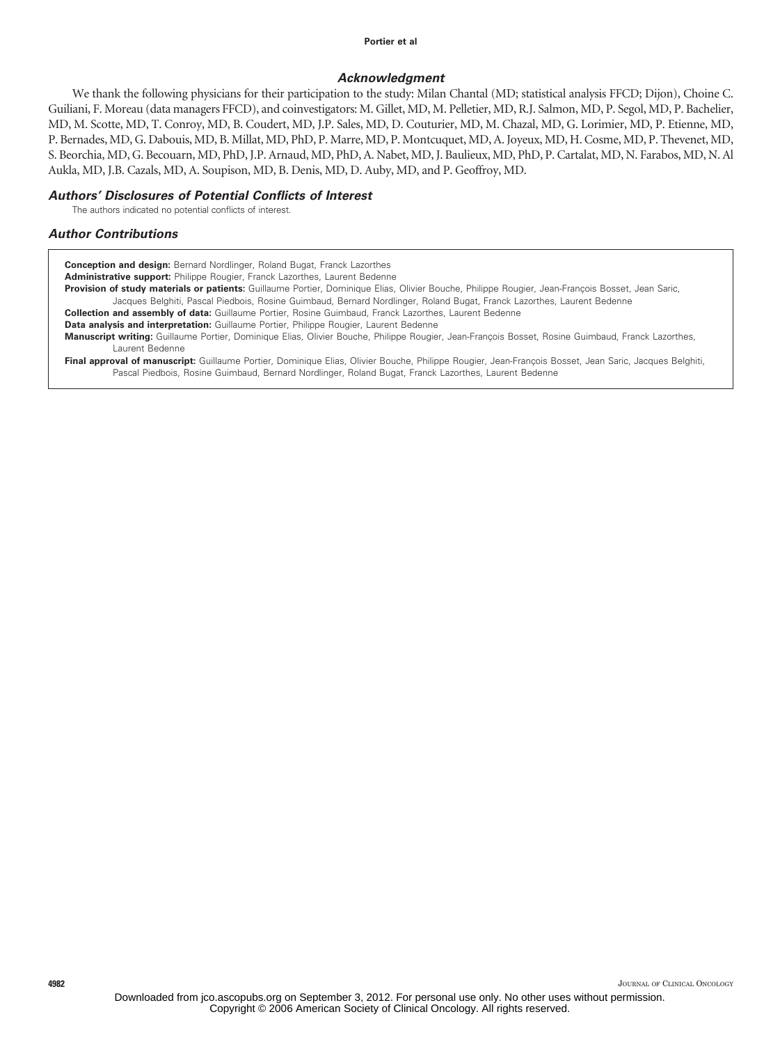### Acknowledgment

We thank the following physicians for their participation to the study: Milan Chantal (MD; statistical analysis FFCD; Dijon), Choine C. Guiliani, F. Moreau (data managers FFCD), and coinvestigators: M. Gillet, MD, M. Pelletier, MD, R.J. Salmon, MD, P. Segol, MD, P. Bachelier, MD, M. Scotte, MD, T. Conroy, MD, B. Coudert, MD, J.P. Sales, MD, D. Couturier, MD, M. Chazal, MD, G. Lorimier, MD, P. Etienne, MD, P. Bernades, MD, G. Dabouis, MD, B. Millat, MD, PhD, P. Marre, MD, P. Montcuquet, MD, A. Joyeux, MD, H. Cosme, MD, P. Thevenet, MD, S. Beorchia, MD, G. Becouarn, MD, PhD, J.P. Arnaud, MD, PhD, A. Nabet, MD, J. Baulieux, MD, PhD, P. Cartalat, MD, N. Farabos, MD, N. Al Aukla, MD, J.B. Cazals, MD, A. Soupison, MD, B. Denis, MD, D. Auby, MD, and P. Geoffroy, MD.

### Authors' Disclosures of Potential Conflicts of Interest

The authors indicated no potential conflicts of interest.

### Author Contributions

**Conception and design:** Bernard Nordlinger, Roland Bugat, Franck Lazorthes
**Administrative support:** Philippe Rougier, Franck Lazorthes, Laurent Bedenne
**Provision of study materials or patients:** Guillaume Portier, Dominique Elias, Olivier Bouche, Philippe Rougier, Jean-François Bosset, Jean Saric, Jacques Belghiti, Pascal Piedbois, Rosine Guimbaud, Bernard Nordlinger, Roland Bugat, Franck Lazorthes, Laurent Bedenne
**Collection and assembly of data:** Guillaume Portier, Rosine Guimbaud, Franck Lazorthes, Laurent Bedenne
**Data analysis and interpretation:** Guillaume Portier, Philippe Rougier, Laurent Bedenne
**Manuscript writing:** Guillaume Portier, Dominique Elias, Olivier Bouche, Philippe Rougier, Jean-François Bosset, Rosine Guimbaud, Franck Lazorthes, Laurent Bedenne
**Final approval of manuscript:** Guillaume Portier, Dominique Elias, Olivier Bouche, Philippe Rougier, Jean-François Bosset, Jean Saric, Jacques Belghiti, Pascal Piedbois, Rosine Guimbaud, Bernard Nordlinger, Roland Bugat, Franck Lazorthes, Laurent Bedenne